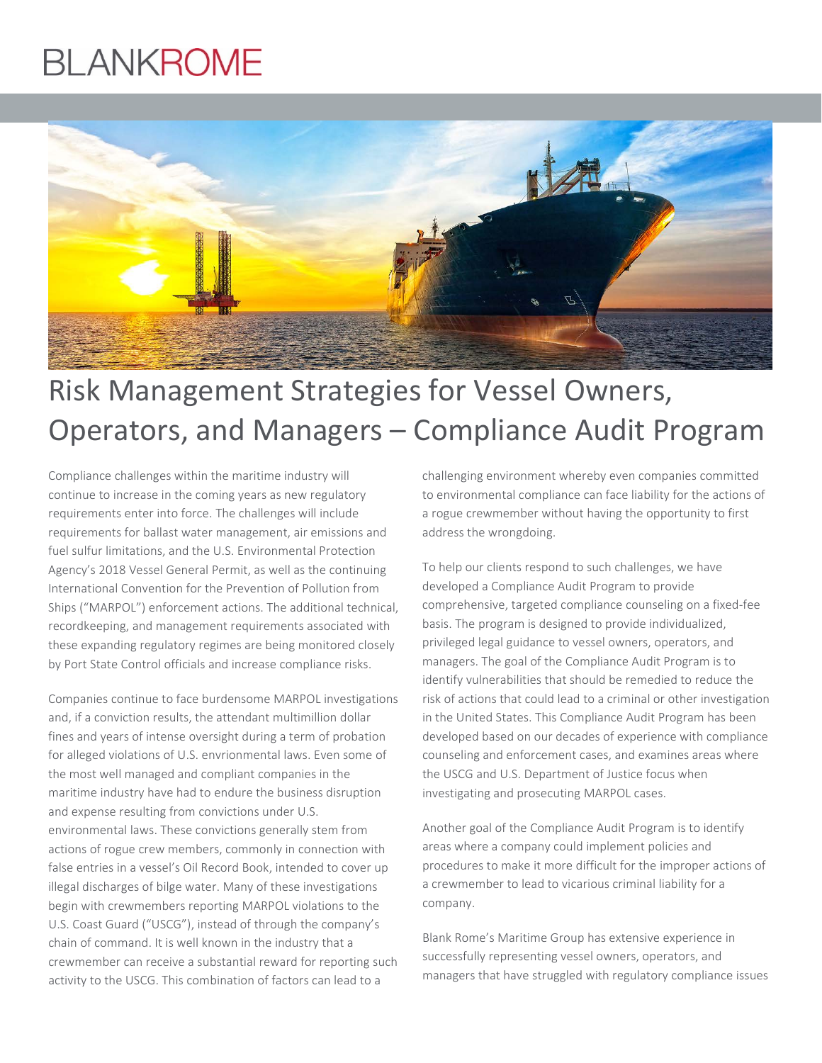BLANKROME

# Risk Management Strategies for Vessel Owners, Operators, and Managers – Compliance Audit Program

Compliance challenges within the maritime industry will continue to increase in the coming years as new regulatory requirements enter into force. The challenges will include requirements for ballast water management, air emissions and fuel sulfur limitations, and the U.S. Environmental Protection Agency's 2018 Vessel General Permit, as well as the continuing International Convention for the Prevention of Pollution from Ships ("MARPOL") enforcement actions. The additional technical, recordkeeping, and management requirements associated with these expanding regulatory regimes are being monitored closely by Port State Control officials and increase compliance risks.

Companies continue to face burdensome MARPOL investigations and, if a conviction results, the attendant multimillion dollar fines and years of intense oversight during a term of probation for alleged violations of U.S. envrionmental laws. Even some of the most well managed and compliant companies in the maritime industry have had to endure the business disruption and expense resulting from convictions under U.S. environmental laws. These convictions generally stem from actions of rogue crew members, commonly in connection with false entries in a vessel's Oil Record Book, intended to cover up illegal discharges of bilge water. Many of these investigations begin with crewmembers reporting MARPOL violations to the U.S. Coast Guard ("USCG"), instead of through the company's chain of command. It is well known in the industry that a crewmember can receive a substantial reward for reporting such activity to the USCG. This combination of factors can lead to a challenging environment whereby even companies committed to environmental compliance can face liability for the actions of a rogue crewmember without having the opportunity to first address the wrongdoing.

To help our clients respond to such challenges, we have developed a Compliance Audit Program to provide comprehensive, targeted compliance counseling on a fixed-fee basis. The program is designed to provide individualized, privileged legal guidance to vessel owners, operators, and managers. The goal of the Compliance Audit Program is to identify vulnerabilities that should be remedied to reduce the risk of actions that could lead to a criminal or other investigation in the United States. This Compliance Audit Program has been developed based on our decades of experience with compliance counseling and enforcement cases, and examines areas where the USCG and U.S. Department of Justice focus when investigating and prosecuting MARPOL cases.

Another goal of the Compliance Audit Program is to identify areas where a company could implement policies and procedures to make it more difficult for the improper actions of a crewmember to lead to vicarious criminal liability for a company.

Blank Rome's Maritime Group has extensive experience in successfully representing vessel owners, operators, and managers that have struggled with regulatory compliance issues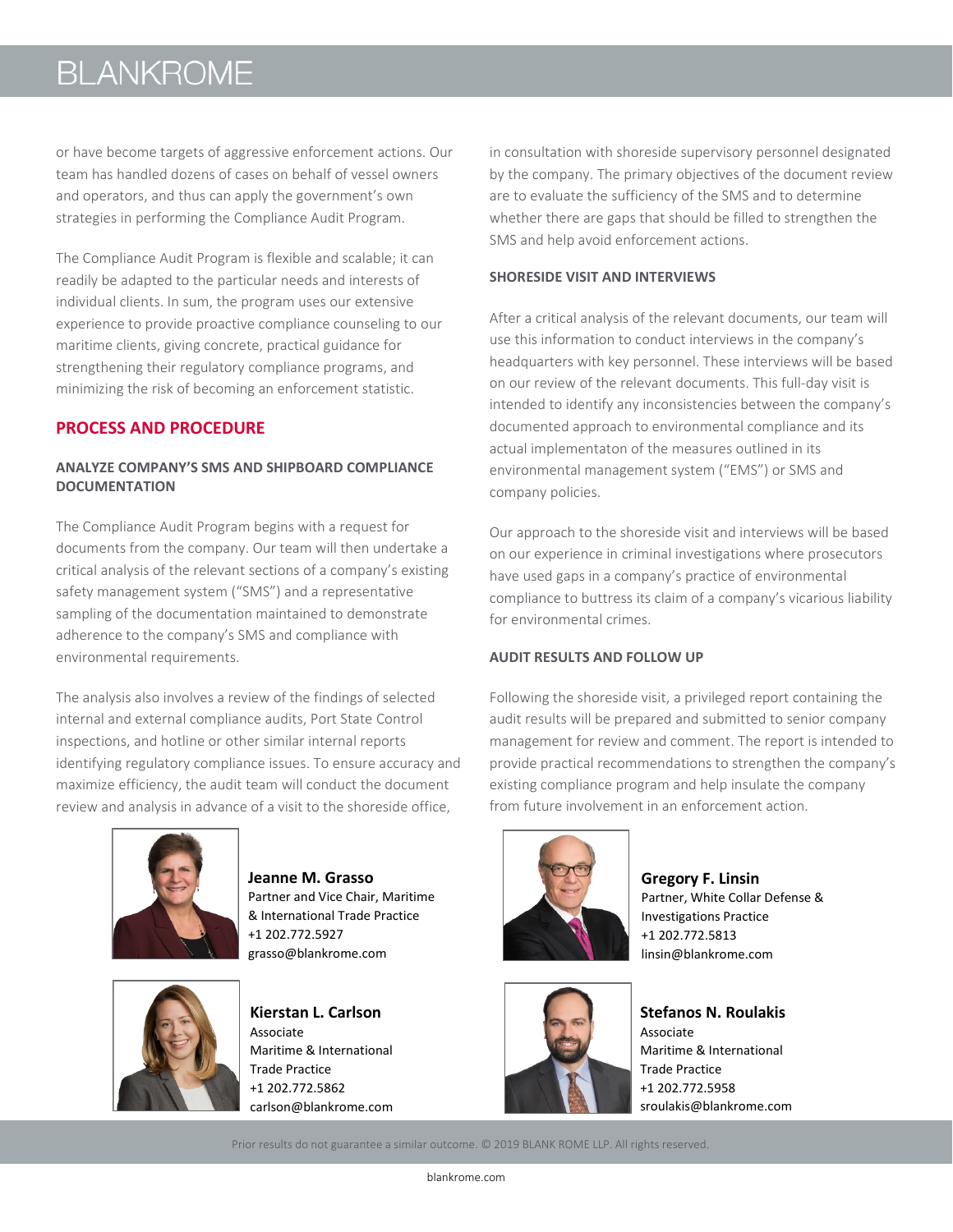or have become targets of aggressive enforcement actions. Our team has handled dozens of cases on behalf of vessel owners and operators, and thus can apply the government's own strategies in performing the Compliance Audit Program.

The Compliance Audit Program is flexible and scalable; it can readily be adapted to the particular needs and interests of individual clients. In sum, the program uses our extensive experience to provide proactive compliance counseling to our maritime clients, giving concrete, practical guidance for strengthening their regulatory compliance programs, and minimizing the risk of becoming an enforcement statistic.

## PROCESS AND PROCEDURE

### ANALYZE COMPANY'S SMS AND SHIPBOARD COMPLIANCE DOCUMENTATION

The Compliance Audit Program begins with a request for documents from the company. Our team will then undertake a critical analysis of the relevant sections of a company's existing safety management system ("SMS") and a representative sampling of the documentation maintained to demonstrate adherence to the company's SMS and compliance with environmental requirements.

The analysis also involves a review of the findings of selected internal and external compliance audits, Port State Control inspections, and hotline or other similar internal reports identifying regulatory compliance issues. To ensure accuracy and maximize efficiency, the audit team will conduct the document review and analysis in advance of a visit to the shoreside office, in consultation with shoreside supervisory personnel designated by the company. The primary objectives of the document review are to evaluate the sufficiency of the SMS and to determine whether there are gaps that should be filled to strengthen the SMS and help avoid enforcement actions.

### SHORESIDE VISIT AND INTERVIEWS

After a critical analysis of the relevant documents, our team will use this information to conduct interviews in the company's headquarters with key personnel. These interviews will be based on our review of the relevant documents. This full-day visit is intended to identify any inconsistencies between the company's documented approach to environmental compliance and its actual implementaton of the measures outlined in its environmental management system ("EMS") or SMS and company policies.

Our approach to the shoreside visit and interviews will be based on our experience in criminal investigations where prosecutors have used gaps in a company's practice of environmental compliance to buttress its claim of a company's vicarious liability for environmental crimes.

### AUDIT RESULTS AND FOLLOW UP

Following the shoreside visit, a privileged report containing the audit results will be prepared and submitted to senior company management for review and comment. The report is intended to provide practical recommendations to strengthen the company's existing compliance program and help insulate the company from future involvement in an enforcement action.

**Jeanne M. Grasso**
Partner and Vice Chair, Maritime & International Trade Practice
+1 202.772.5927
grasso@blankrome.com

**Gregory F. Linsin**
Partner, White Collar Defense & Investigations Practice
+1 202.772.5813
linsin@blankrome.com

**Kierstan L. Carlson**
Associate
Maritime & International Trade Practice
+1 202.772.5862
carlson@blankrome.com

**Stefanos N. Roulakis**
Associate
Maritime & International Trade Practice
+1 202.772.5958
sroulakis@blankrome.com

Prior results do not guarantee a similar outcome. © 2019 BLANK ROME LLP. All rights reserved.